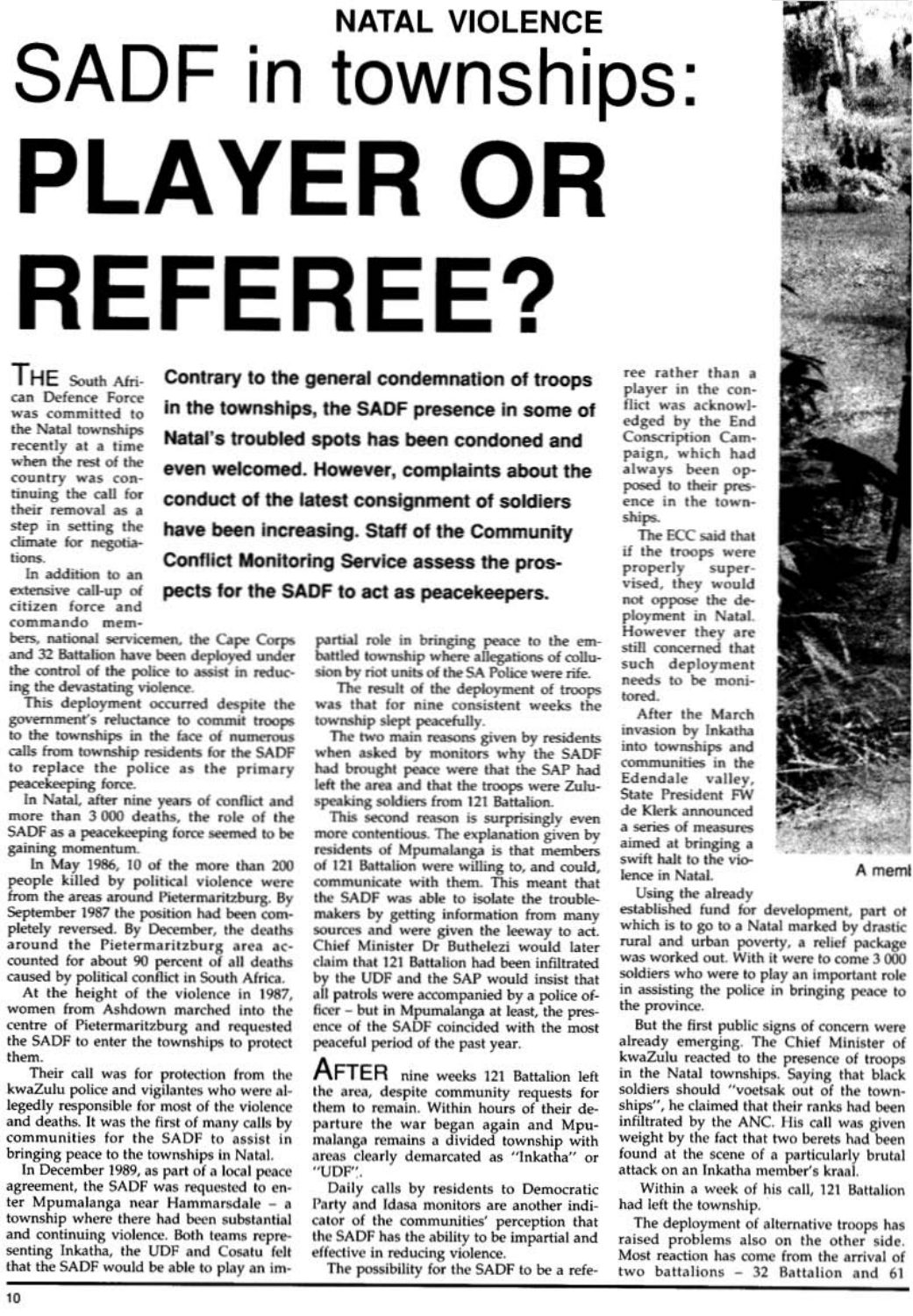NATAL VIOLENCE

# SADF in townships: PLAYER OR REFEREE?

**Contrary to the general condemnation of troops in the townships, the SADF presence in some of Natal's troubled spots has been condoned and even welcomed. However, complaints about the conduct of the latest consignment of soldiers have been increasing. Staff of the Community Conflict Monitoring Service assess the prospects for the SADF to act as peacekeepers.**

THE South African Defence Force was committed to the Natal townships recently at a time when the rest of the country was continuing the call for their removal as a step in setting the climate for negotiations.

In addition to an extensive call-up of citizen force and commando members, national servicemen, the Cape Corps and 32 Battalion have been deployed under the control of the police to assist in reducing the devastating violence.

This deployment occurred despite the government's reluctance to commit troops to the townships in the face of numerous calls from township residents for the SADF to replace the police as the primary peacekeeping force.

In Natal, after nine years of conflict and more than 3 000 deaths, the role of the SADF as a peacekeeping force seemed to be gaining momentum.

In May 1986, 10 of the more than 200 people killed by political violence were from the areas around Pietermaritzburg. By September 1987 the position had been completely reversed. By December, the deaths around the Pietermaritzburg area accounted for about 90 percent of all deaths caused by political conflict in South Africa.

At the height of the violence in 1987, women from Ashdown marched into the centre of Pietermaritzburg and requested the SADF to enter the townships to protect them.

Their call was for protection from the kwaZulu police and vigilantes who were allegedly responsible for most of the violence and deaths. It was the first of many calls by communities for the SADF to assist in bringing peace to the townships in Natal.

In December 1989, as part of a local peace agreement, the SADF was requested to enter Mpumalanga near Hammarsdale – a township where there had been substantial and continuing violence. Both teams representing Inkatha, the UDF and Cosatu felt that the SADF would be able to play an impartial role in bringing peace to the embattled township where allegations of collusion by riot units of the SA Police were rife.

The result of the deployment of troops was that for nine consistent weeks the township slept peacefully.

The two main reasons given by residents when asked by monitors why the SADF had brought peace were that the SAP had left the area and that the troops were Zulu-speaking soldiers from 121 Battalion.

This second reason is surprisingly even more contentious. The explanation given by residents of Mpumalanga is that members of 121 Battalion were willing to, and could, communicate with them. This meant that the SADF was able to isolate the troublemakers by getting information from many sources and were given the leeway to act. Chief Minister Dr Buthelezi would later claim that 121 Battalion had been infiltrated by the UDF and the SAP would insist that all patrols were accompanied by a police officer – but in Mpumalanga at least, the presence of the SADF coincided with the most peaceful period of the past year.

AFTER nine weeks 121 Battalion left the area, despite community requests for them to remain. Within hours of their departure the war began again and Mpumalanga remains a divided township with areas clearly demarcated as "Inkatha" or "UDF".

Daily calls by residents to Democratic Party and Idasa monitors are another indicator of the communities' perception that the SADF has the ability to be impartial and effective in reducing violence.

The possibility for the SADF to be a referee rather than a player in the conflict was acknowledged by the End Conscription Campaign, which had always been opposed to their presence in the townships.

The ECC said that if the troops were properly supervised, they would not oppose the deployment in Natal. However they are still concerned that such deployment needs to be monitored.

After the March invasion by Inkatha into townships and communities in the Edendale valley, State President FW de Klerk announced a series of measures aimed at bringing a swift halt to the violence in Natal.

Using the already established fund for development, part of which is to go to a Natal marked by drastic rural and urban poverty, a relief package was worked out. With it were to come 3 000 soldiers who were to play an important role in assisting the police in bringing peace to the province.

But the first public signs of concern were already emerging. The Chief Minister of kwaZulu reacted to the presence of troops in the Natal townships. Saying that black soldiers should "voetsak out of the townships", he claimed that their ranks had been infiltrated by the ANC. His call was given weight by the fact that two berets had been found at the scene of a particularly brutal attack on an Inkatha member's kraal.

Within a week of his call, 121 Battalion had left the township.

The deployment of alternative troops has raised problems also on the other side. Most reaction has come from the arrival of two battalions – 32 Battalion and 61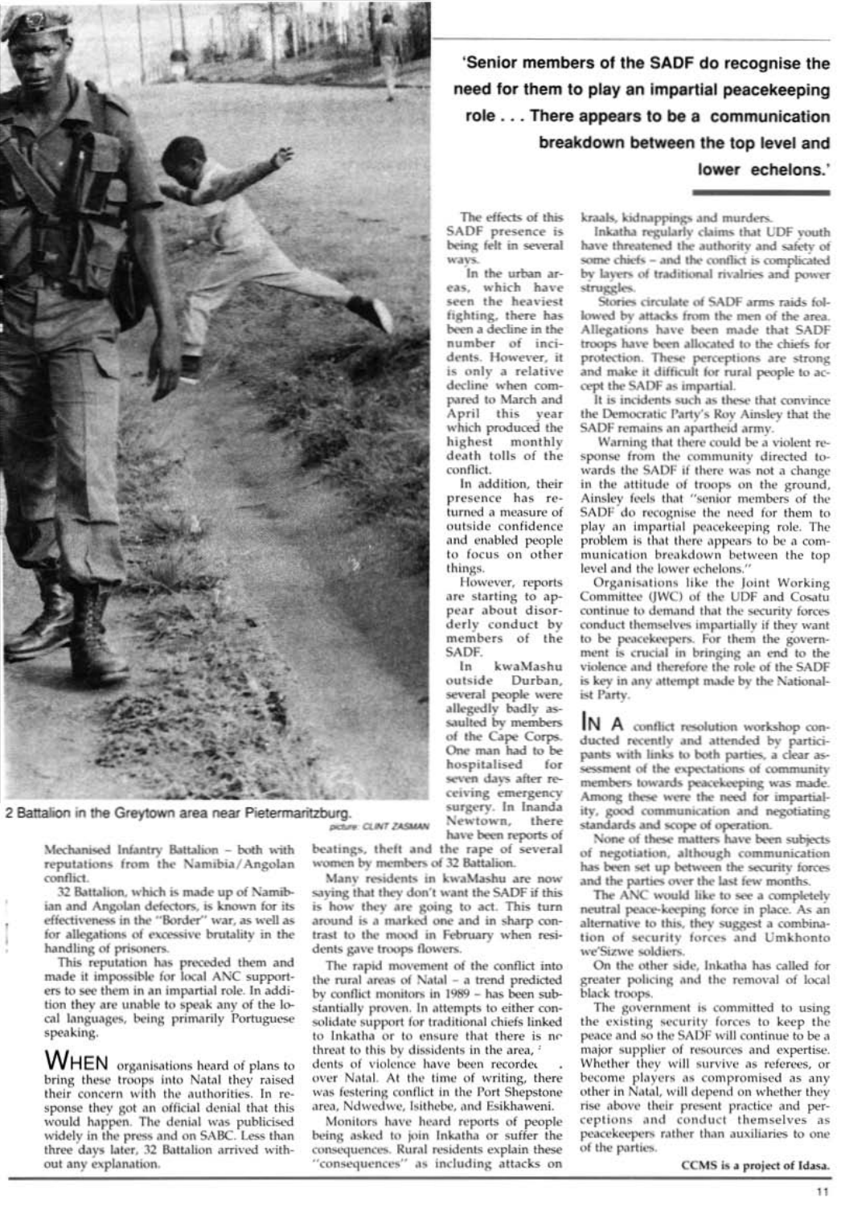2 Battalion in the Greytown area near Pietermaritzburg.

picture: CLINT ZASMAN

Mechanised Infantry Battalion – both with reputations from the Namibia/Angolan conflict.

32 Battalion, which is made up of Namibian and Angolan defectors, is known for its effectiveness in the "Border" war, as well as for allegations of excessive brutality in the handling of prisoners.

This reputation has preceded them and made it impossible for local ANC supporters to see them in an impartial role. In addition they are unable to speak any of the local languages, being primarily Portuguese speaking.

WHEN organisations heard of plans to bring these troops into Natal they raised their concern with the authorities. In response they got an official denial that this would happen. The denial was publicised widely in the press and on SABC. Less than three days later, 32 Battalion arrived without any explanation.

The effects of this SADF presence is being felt in several ways.

In the urban areas, which have seen the heaviest fighting, there has been a decline in the number of incidents. However, it is only a relative decline when compared to March and April this year which produced the highest monthly death tolls of the conflict.

In addition, their presence has returned a measure of outside confidence and enabled people to focus on other things.

However, reports are starting to appear about disorderly conduct by members of the SADF.

In kwaMashu outside Durban, several people were allegedly badly assaulted by members of the Cape Corps. One man had to be hospitalised for seven days after receiving emergency surgery. In Inanda Newtown, there have been reports of beatings, theft and the rape of several women by members of 32 Battalion.

Many residents in kwaMashu are now saying that they don't want the SADF if this is how they are going to act. This turn around is a marked one and in sharp contrast to the mood in February when residents gave troops flowers.

The rapid movement of the conflict into the rural areas of Natal – a trend predicted by conflict monitors in 1989 – has been substantially proven. In attempts to either consolidate support for traditional chiefs linked to Inkatha or to ensure that there is no threat to this by dissidents in the area, incidents of violence have been recorded over Natal. At the time of writing, there was festering conflict in the Port Shepstone area, Ndwedwe, Isithebe, and Esikhaweni.

Monitors have heard reports of people being asked to join Inkatha or suffer the consequences. Rural residents explain these "consequences" as including attacks on kraals, kidnappings and murders.

Inkatha regularly claims that UDF youth have threatened the authority and safety of some chiefs – and the conflict is complicated by layers of traditional rivalries and power struggles.

Stories circulate of SADF arms raids followed by attacks from the men of the area. Allegations have been made that SADF troops have been allocated to the chiefs for protection. These perceptions are strong and make it difficult for rural people to accept the SADF as impartial.

It is incidents such as these that convince the Democratic Party's Roy Ainsley that the SADF remains an apartheid army.

Warning that there could be a violent response from the community directed towards the SADF if there was not a change in the attitude of troops on the ground, Ainsley feels that "senior members of the SADF do recognise the need for them to play an impartial peacekeeping role. The problem is that there appears to be a communication breakdown between the top level and the lower echelons."

**'Senior members of the SADF do recognise the need for them to play an impartial peacekeeping role . . . There appears to be a communication breakdown between the top level and lower echelons.'**

Organisations like the Joint Working Committee (JWC) of the UDF and Cosatu continue to demand that the security forces conduct themselves impartially if they want to be peacekeepers. For them the government is crucial in bringing an end to the violence and therefore the role of the SADF is key in any attempt made by the Nationalist Party.

IN A conflict resolution workshop conducted recently and attended by participants with links to both parties, a clear assessment of the expectations of community members towards peacekeeping was made. Among these were the need for impartiality, good communication and negotiating standards and scope of operation.

None of these matters have been subjects of negotiation, although communication has been set up between the security forces and the parties over the last few months.

The ANC would like to see a completely neutral peace-keeping force in place. As an alternative to this, they suggest a combination of security forces and Umkhonto we'Sizwe soldiers.

On the other side, Inkatha has called for greater policing and the removal of local black troops.

The government is committed to using the existing security forces to keep the peace and so the SADF will continue to be a major supplier of resources and expertise. Whether they will survive as referees, or become players as compromised as any other in Natal, will depend on whether they rise above their present practice and perceptions and conduct themselves as peacekeepers rather than auxiliaries to one of the parties.

**CCMS is a project of Idasa.**